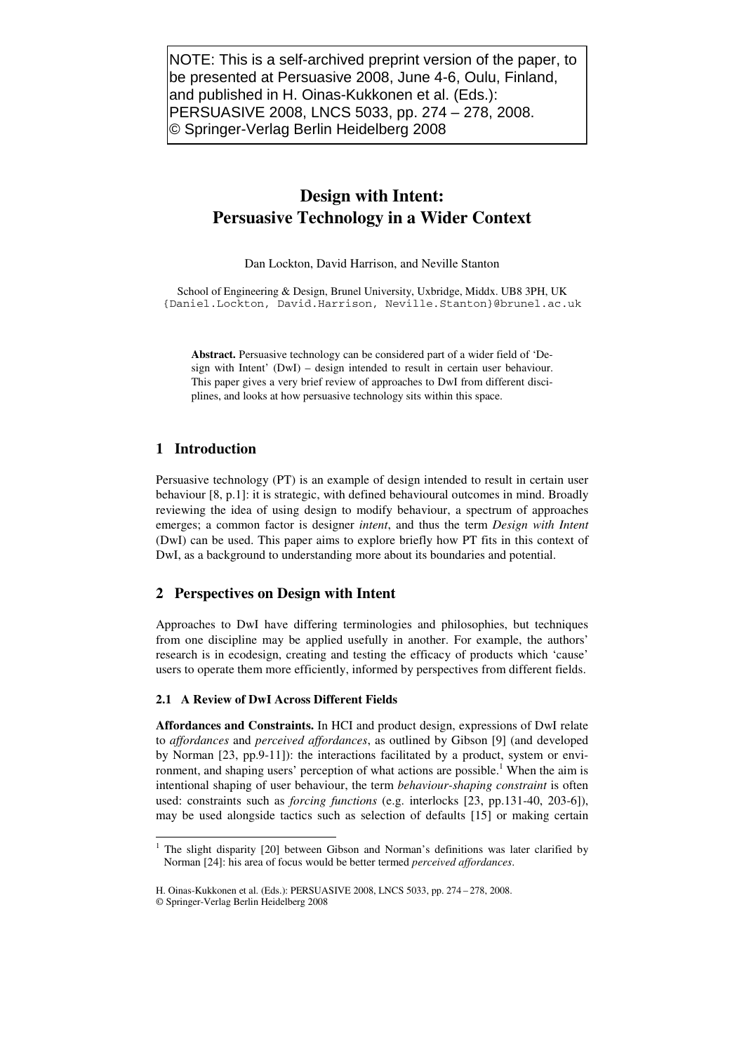NOTE: This is a self-archived preprint version of the paper, to be presented at Persuasive 2008, June 4-6, Oulu, Finland, and published in H. Oinas-Kukkonen et al. (Eds.): PERSUASIVE 2008, LNCS 5033, pp. 274 – 278, 2008. © Springer-Verlag Berlin Heidelberg 2008

# Design with Intent: Persuasive Technology in a Wider Context

Dan Lockton, David Harrison, and Neville Stanton

School of Engineering & Design, Brunel University, Uxbridge, Middx. UB8 3PH, UK
{Daniel.Lockton, David.Harrison, Neville.Stanton}@brunel.ac.uk

**Abstract.** Persuasive technology can be considered part of a wider field of 'Design with Intent' (DwI) – design intended to result in certain user behaviour. This paper gives a very brief review of approaches to DwI from different disciplines, and looks at how persuasive technology sits within this space.

## 1 Introduction

Persuasive technology (PT) is an example of design intended to result in certain user behaviour [8, p.1]: it is strategic, with defined behavioural outcomes in mind. Broadly reviewing the idea of using design to modify behaviour, a spectrum of approaches emerges; a common factor is designer *intent*, and thus the term *Design with Intent* (DwI) can be used. This paper aims to explore briefly how PT fits in this context of DwI, as a background to understanding more about its boundaries and potential.

## 2 Perspectives on Design with Intent

Approaches to DwI have differing terminologies and philosophies, but techniques from one discipline may be applied usefully in another. For example, the authors' research is in ecodesign, creating and testing the efficacy of products which 'cause' users to operate them more efficiently, informed by perspectives from different fields.

### 2.1 A Review of DwI Across Different Fields

**Affordances and Constraints.** In HCI and product design, expressions of DwI relate to *affordances* and *perceived affordances*, as outlined by Gibson [9] (and developed by Norman [23, pp.9-11]): the interactions facilitated by a product, system or environment, and shaping users' perception of what actions are possible.[1] When the aim is intentional shaping of user behaviour, the term *behaviour-shaping constraint* is often used: constraints such as *forcing functions* (e.g. interlocks [23, pp.131-40, 203-6]), may be used alongside tactics such as selection of defaults [15] or making certain

[1] The slight disparity [20] between Gibson and Norman's definitions was later clarified by Norman [24]: his area of focus would be better termed *perceived affordances*.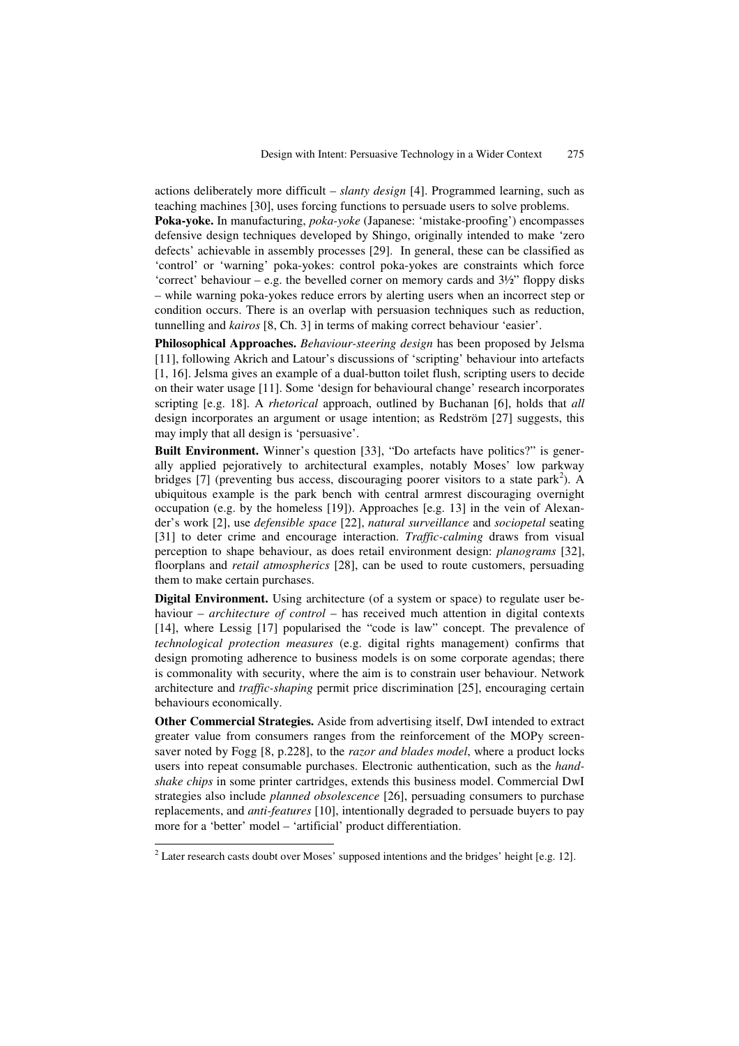actions deliberately more difficult – *slanty design* [4]. Programmed learning, such as teaching machines [30], uses forcing functions to persuade users to solve problems.

**Poka-yoke.** In manufacturing, *poka-yoke* (Japanese: 'mistake-proofing') encompasses defensive design techniques developed by Shingo, originally intended to make 'zero defects' achievable in assembly processes [29]. In general, these can be classified as 'control' or 'warning' poka-yokes: control poka-yokes are constraints which force 'correct' behaviour – e.g. the bevelled corner on memory cards and 3½" floppy disks – while warning poka-yokes reduce errors by alerting users when an incorrect step or condition occurs. There is an overlap with persuasion techniques such as reduction, tunnelling and *kairos* [8, Ch. 3] in terms of making correct behaviour 'easier'.

**Philosophical Approaches.** *Behaviour-steering design* has been proposed by Jelsma [11], following Akrich and Latour's discussions of 'scripting' behaviour into artefacts [1, 16]. Jelsma gives an example of a dual-button toilet flush, scripting users to decide on their water usage [11]. Some 'design for behavioural change' research incorporates scripting [e.g. 18]. A *rhetorical* approach, outlined by Buchanan [6], holds that *all* design incorporates an argument or usage intention; as Redström [27] suggests, this may imply that all design is 'persuasive'.

**Built Environment.** Winner's question [33], "Do artefacts have politics?" is generally applied pejoratively to architectural examples, notably Moses' low parkway bridges [7] (preventing bus access, discouraging poorer visitors to a state park[2]). A ubiquitous example is the park bench with central armrest discouraging overnight occupation (e.g. by the homeless [19]). Approaches [e.g. 13] in the vein of Alexander's work [2], use *defensible space* [22], *natural surveillance* and *sociopetal* seating [31] to deter crime and encourage interaction. *Traffic-calming* draws from visual perception to shape behaviour, as does retail environment design: *planograms* [32], floorplans and *retail atmospherics* [28], can be used to route customers, persuading them to make certain purchases.

**Digital Environment.** Using architecture (of a system or space) to regulate user behaviour – *architecture of control* – has received much attention in digital contexts [14], where Lessig [17] popularised the "code is law" concept. The prevalence of *technological protection measures* (e.g. digital rights management) confirms that design promoting adherence to business models is on some corporate agendas; there is commonality with security, where the aim is to constrain user behaviour. Network architecture and *traffic-shaping* permit price discrimination [25], encouraging certain behaviours economically.

**Other Commercial Strategies.** Aside from advertising itself, DwI intended to extract greater value from consumers ranges from the reinforcement of the MOPy screensaver noted by Fogg [8, p.228], to the *razor and blades model*, where a product locks users into repeat consumable purchases. Electronic authentication, such as the *handshake chips* in some printer cartridges, extends this business model. Commercial DwI strategies also include *planned obsolescence* [26], persuading consumers to purchase replacements, and *anti-features* [10], intentionally degraded to persuade buyers to pay more for a 'better' model – 'artificial' product differentiation.

---

[2] Later research casts doubt over Moses' supposed intentions and the bridges' height [e.g. 12].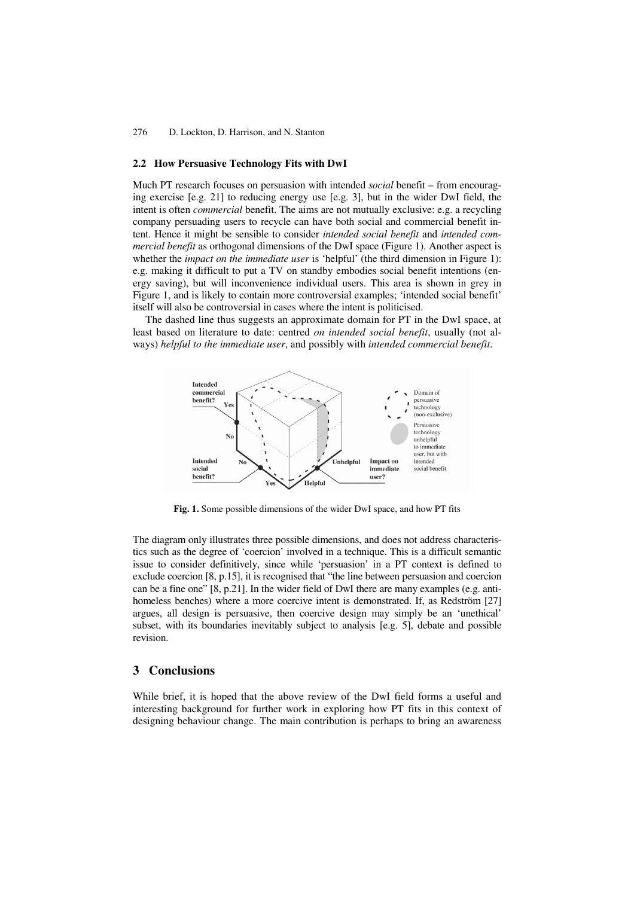### 2.2 How Persuasive Technology Fits with DwI

Much PT research focuses on persuasion with intended *social* benefit – from encouraging exercise [e.g. 21] to reducing energy use [e.g. 3], but in the wider DwI field, the intent is often *commercial* benefit. The aims are not mutually exclusive: e.g. a recycling company persuading users to recycle can have both social and commercial benefit intent. Hence it might be sensible to consider *intended social benefit* and *intended commercial benefit* as orthogonal dimensions of the DwI space (Figure 1). Another aspect is whether the *impact on the immediate user* is 'helpful' (the third dimension in Figure 1): e.g. making it difficult to put a TV on standby embodies social benefit intentions (energy saving), but will inconvenience individual users. This area is shown in grey in Figure 1, and is likely to contain more controversial examples; 'intended social benefit' itself will also be controversial in cases where the intent is politicised.

The dashed line thus suggests an approximate domain for PT in the DwI space, at least based on literature to date: centred *on intended social benefit*, usually (not always) *helpful to the immediate user*, and possibly with *intended commercial benefit*.

**Fig. 1.** Some possible dimensions of the wider DwI space, and how PT fits

The diagram only illustrates three possible dimensions, and does not address characteristics such as the degree of 'coercion' involved in a technique. This is a difficult semantic issue to consider definitively, since while 'persuasion' in a PT context is defined to exclude coercion [8, p.15], it is recognised that "the line between persuasion and coercion can be a fine one" [8, p.21]. In the wider field of DwI there are many examples (e.g. anti-homeless benches) where a more coercive intent is demonstrated. If, as Redström [27] argues, all design is persuasive, then coercive design may simply be an 'unethical' subset, with its boundaries inevitably subject to analysis [e.g. 5], debate and possible revision.

## 3 Conclusions

While brief, it is hoped that the above review of the DwI field forms a useful and interesting background for further work in exploring how PT fits in this context of designing behaviour change. The main contribution is perhaps to bring an awareness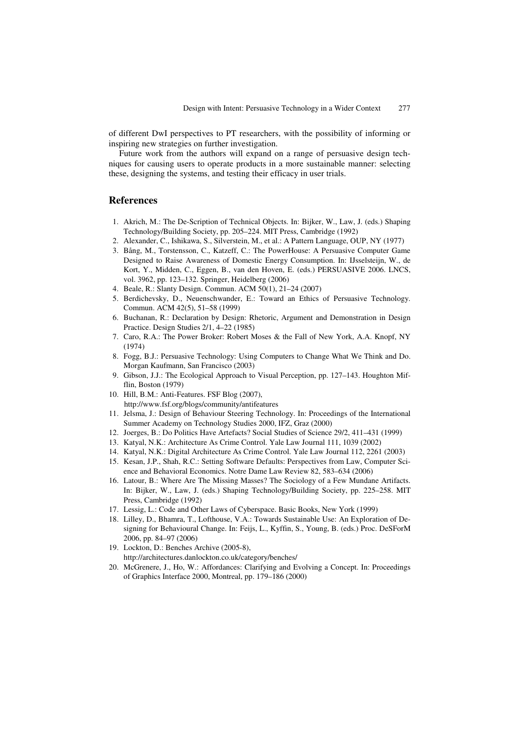of different DwI perspectives to PT researchers, with the possibility of informing or inspiring new strategies on further investigation.

Future work from the authors will expand on a range of persuasive design techniques for causing users to operate products in a more sustainable manner: selecting these, designing the systems, and testing their efficacy in user trials.

## References

1. Akrich, M.: The De-Scription of Technical Objects. In: Bijker, W., Law, J. (eds.) Shaping Technology/Building Society, pp. 205–224. MIT Press, Cambridge (1992)
2. Alexander, C., Ishikawa, S., Silverstein, M., et al.: A Pattern Language, OUP, NY (1977)
3. Bång, M., Torstensson, C., Katzeff, C.: The PowerHouse: A Persuasive Computer Game Designed to Raise Awareness of Domestic Energy Consumption. In: IJsselsteijn, W., de Kort, Y., Midden, C., Eggen, B., van den Hoven, E. (eds.) PERSUASIVE 2006. LNCS, vol. 3962, pp. 123–132. Springer, Heidelberg (2006)
4. Beale, R.: Slanty Design. Commun. ACM 50(1), 21–24 (2007)
5. Berdichevsky, D., Neuenschwander, E.: Toward an Ethics of Persuasive Technology. Commun. ACM 42(5), 51–58 (1999)
6. Buchanan, R.: Declaration by Design: Rhetoric, Argument and Demonstration in Design Practice. Design Studies 2/1, 4–22 (1985)
7. Caro, R.A.: The Power Broker: Robert Moses & the Fall of New York, A.A. Knopf, NY (1974)
8. Fogg, B.J.: Persuasive Technology: Using Computers to Change What We Think and Do. Morgan Kaufmann, San Francisco (2003)
9. Gibson, J.J.: The Ecological Approach to Visual Perception, pp. 127–143. Houghton Mifflin, Boston (1979)
10. Hill, B.M.: Anti-Features. FSF Blog (2007), http://www.fsf.org/blogs/community/antifeatures
11. Jelsma, J.: Design of Behaviour Steering Technology. In: Proceedings of the International Summer Academy on Technology Studies 2000, IFZ, Graz (2000)
12. Joerges, B.: Do Politics Have Artefacts? Social Studies of Science 29/2, 411–431 (1999)
13. Katyal, N.K.: Architecture As Crime Control. Yale Law Journal 111, 1039 (2002)
14. Katyal, N.K.: Digital Architecture As Crime Control. Yale Law Journal 112, 2261 (2003)
15. Kesan, J.P., Shah, R.C.: Setting Software Defaults: Perspectives from Law, Computer Science and Behavioral Economics. Notre Dame Law Review 82, 583–634 (2006)
16. Latour, B.: Where Are The Missing Masses? The Sociology of a Few Mundane Artifacts. In: Bijker, W., Law, J. (eds.) Shaping Technology/Building Society, pp. 225–258. MIT Press, Cambridge (1992)
17. Lessig, L.: Code and Other Laws of Cyberspace. Basic Books, New York (1999)
18. Lilley, D., Bhamra, T., Lofthouse, V.A.: Towards Sustainable Use: An Exploration of Designing for Behavioural Change. In: Feijs, L., Kyffin, S., Young, B. (eds.) Proc. DeSForM 2006, pp. 84–97 (2006)
19. Lockton, D.: Benches Archive (2005-8), http://architectures.danlockton.co.uk/category/benches/
20. McGrenere, J., Ho, W.: Affordances: Clarifying and Evolving a Concept. In: Proceedings of Graphics Interface 2000, Montreal, pp. 179–186 (2000)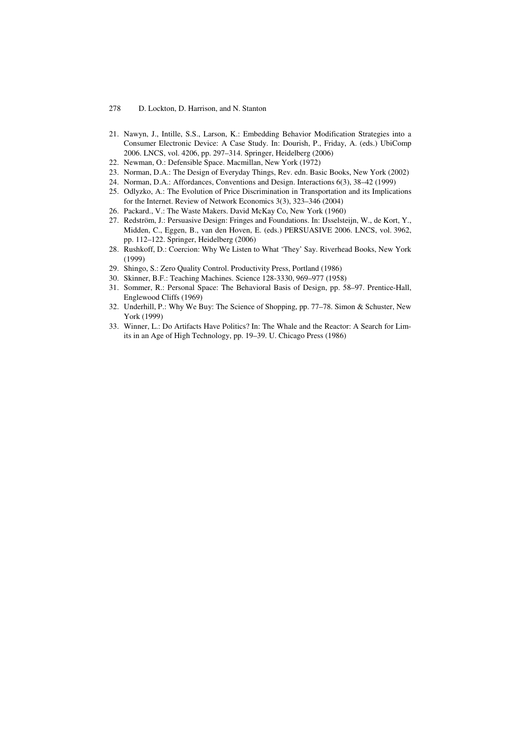21. Nawyn, J., Intille, S.S., Larson, K.: Embedding Behavior Modification Strategies into a Consumer Electronic Device: A Case Study. In: Dourish, P., Friday, A. (eds.) UbiComp 2006. LNCS, vol. 4206, pp. 297–314. Springer, Heidelberg (2006)
22. Newman, O.: Defensible Space. Macmillan, New York (1972)
23. Norman, D.A.: The Design of Everyday Things, Rev. edn. Basic Books, New York (2002)
24. Norman, D.A.: Affordances, Conventions and Design. Interactions 6(3), 38–42 (1999)
25. Odlyzko, A.: The Evolution of Price Discrimination in Transportation and its Implications for the Internet. Review of Network Economics 3(3), 323–346 (2004)
26. Packard., V.: The Waste Makers. David McKay Co, New York (1960)
27. Redström, J.: Persuasive Design: Fringes and Foundations. In: IJsselsteijn, W., de Kort, Y., Midden, C., Eggen, B., van den Hoven, E. (eds.) PERSUASIVE 2006. LNCS, vol. 3962, pp. 112–122. Springer, Heidelberg (2006)
28. Rushkoff, D.: Coercion: Why We Listen to What 'They' Say. Riverhead Books, New York (1999)
29. Shingo, S.: Zero Quality Control. Productivity Press, Portland (1986)
30. Skinner, B.F.: Teaching Machines. Science 128-3330, 969–977 (1958)
31. Sommer, R.: Personal Space: The Behavioral Basis of Design, pp. 58–97. Prentice-Hall, Englewood Cliffs (1969)
32. Underhill, P.: Why We Buy: The Science of Shopping, pp. 77–78. Simon & Schuster, New York (1999)
33. Winner, L.: Do Artifacts Have Politics? In: The Whale and the Reactor: A Search for Limits in an Age of High Technology, pp. 19–39. U. Chicago Press (1986)